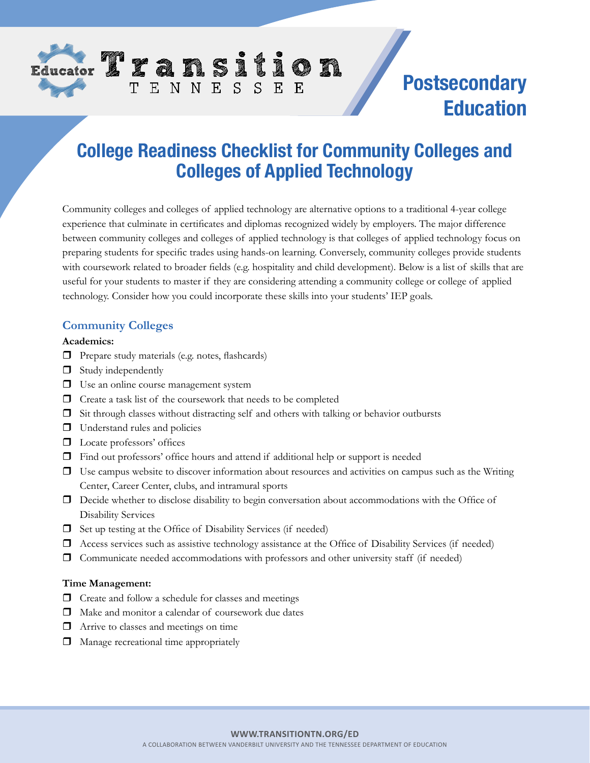Educator Transition TENNESSEE

Postsecondary Education

# College Readiness Checklist for Community Colleges and Colleges of Applied Technology

Community colleges and colleges of applied technology are alternative options to a traditional 4-year college experience that culminate in certificates and diplomas recognized widely by employers. The major difference between community colleges and colleges of applied technology is that colleges of applied technology focus on preparing students for specific trades using hands-on learning. Conversely, community colleges provide students with coursework related to broader fields (e.g. hospitality and child development). Below is a list of skills that are useful for your students to master if they are considering attending a community college or college of applied technology. Consider how you could incorporate these skills into your students' IEP goals.

## Community Colleges

**Academics:**

- ❒ Prepare study materials (e.g. notes, flashcards)
- ❒ Study independently
- ❒ Use an online course management system
- ❒ Create a task list of the coursework that needs to be completed
- ❒ Sit through classes without distracting self and others with talking or behavior outbursts
- ❒ Understand rules and policies
- ❒ Locate professors' offices
- ❒ Find out professors' office hours and attend if additional help or support is needed
- ❒ Use campus website to discover information about resources and activities on campus such as the Writing Center, Career Center, clubs, and intramural sports
- ❒ Decide whether to disclose disability to begin conversation about accommodations with the Office of Disability Services
- ❒ Set up testing at the Office of Disability Services (if needed)
- ❒ Access services such as assistive technology assistance at the Office of Disability Services (if needed)
- ❒ Communicate needed accommodations with professors and other university staff (if needed)

**Time Management:**

- ❒ Create and follow a schedule for classes and meetings
- ❒ Make and monitor a calendar of coursework due dates
- ❒ Arrive to classes and meetings on time
- ❒ Manage recreational time appropriately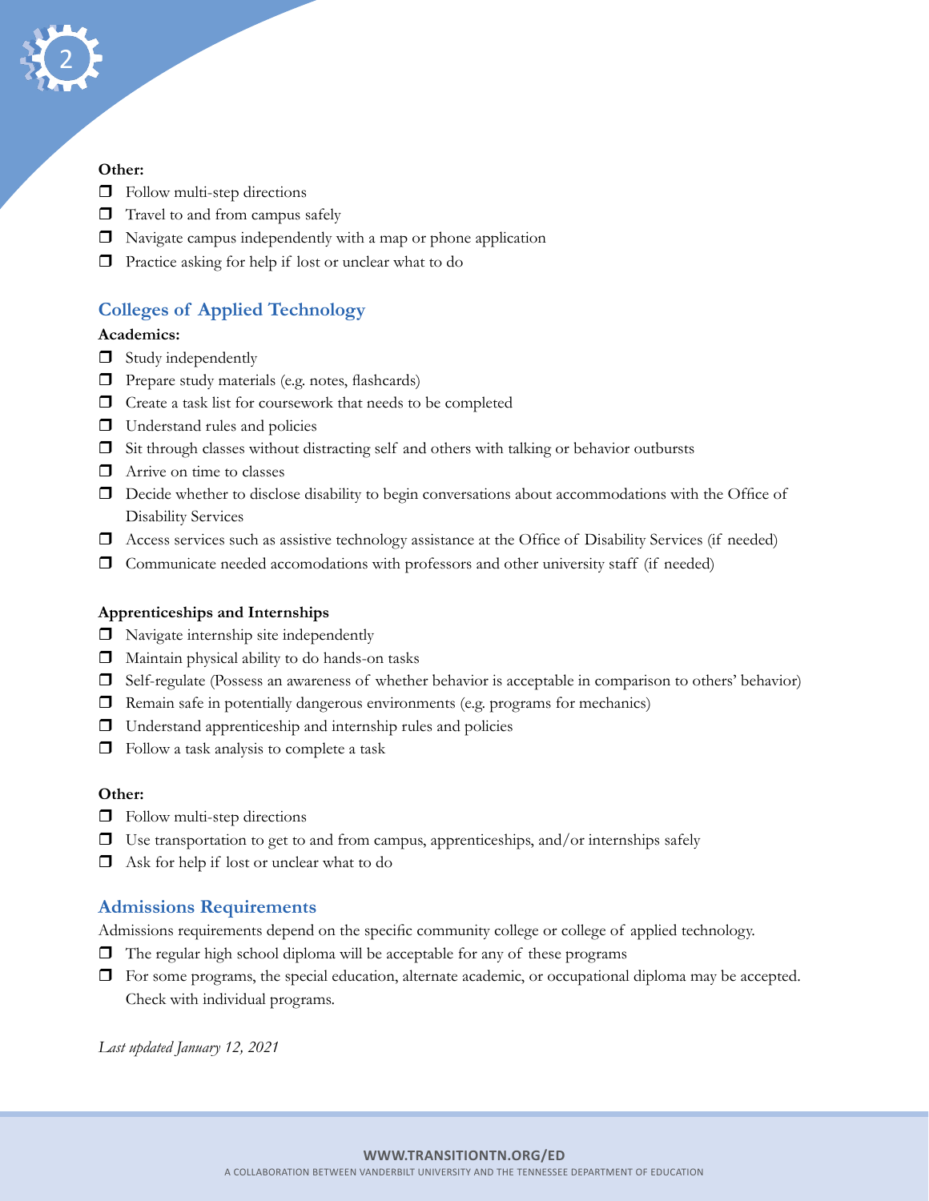**Other:**

- ❒ Follow multi-step directions
- ❒ Travel to and from campus safely
- ❒ Navigate campus independently with a map or phone application
- ❒ Practice asking for help if lost or unclear what to do

## Colleges of Applied Technology

**Academics:**

- ❒ Study independently
- ❒ Prepare study materials (e.g. notes, flashcards)
- ❒ Create a task list for coursework that needs to be completed
- ❒ Understand rules and policies
- ❒ Sit through classes without distracting self and others with talking or behavior outbursts
- ❒ Arrive on time to classes
- ❒ Decide whether to disclose disability to begin conversations about accommodations with the Office of Disability Services
- ❒ Access services such as assistive technology assistance at the Office of Disability Services (if needed)
- ❒ Communicate needed accomodations with professors and other university staff (if needed)

**Apprenticeships and Internships**

- ❒ Navigate internship site independently
- ❒ Maintain physical ability to do hands-on tasks
- ❒ Self-regulate (Possess an awareness of whether behavior is acceptable in comparison to others' behavior)
- ❒ Remain safe in potentially dangerous environments (e.g. programs for mechanics)
- ❒ Understand apprenticeship and internship rules and policies
- ❒ Follow a task analysis to complete a task

**Other:**

- ❒ Follow multi-step directions
- ❒ Use transportation to get to and from campus, apprenticeships, and/or internships safely
- ❒ Ask for help if lost or unclear what to do

## Admissions Requirements

Admissions requirements depend on the specific community college or college of applied technology.

- ❒ The regular high school diploma will be acceptable for any of these programs
- ❒ For some programs, the special education, alternate academic, or occupational diploma may be accepted. Check with individual programs.

*Last updated January 12, 2021*